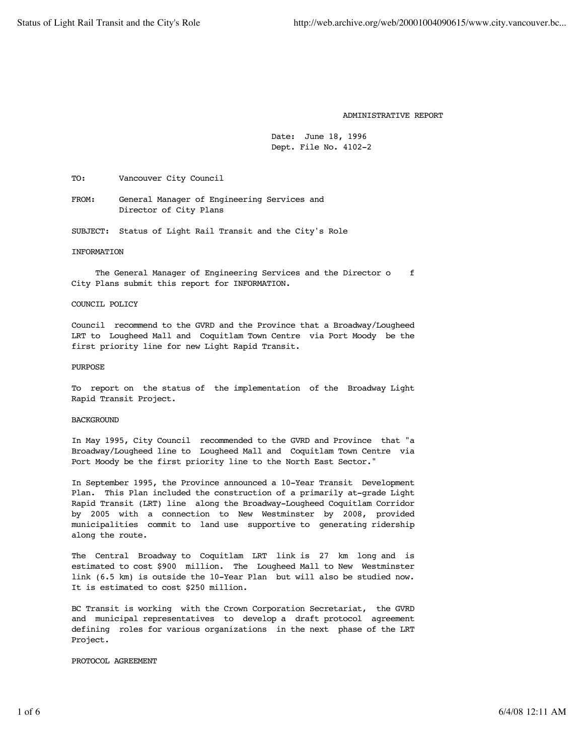ADMINISTRATIVE REPORT

Date: June 18, 1996
Dept. File No. 4102-2

TO: Vancouver City Council

FROM: General Manager of Engineering Services and Director of City Plans

SUBJECT: Status of Light Rail Transit and the City's Role

## INFORMATION

The General Manager of Engineering Services and the Director of City Plans submit this report for INFORMATION.

## COUNCIL POLICY

Council recommend to the GVRD and the Province that a Broadway/Lougheed LRT to Lougheed Mall and Coquitlam Town Centre via Port Moody be the first priority line for new Light Rapid Transit.

## PURPOSE

To report on the status of the implementation of the Broadway Light Rapid Transit Project.

## BACKGROUND

In May 1995, City Council recommended to the GVRD and Province that "a Broadway/Lougheed line to Lougheed Mall and Coquitlam Town Centre via Port Moody be the first priority line to the North East Sector."

In September 1995, the Province announced a 10-Year Transit Development Plan. This Plan included the construction of a primarily at-grade Light Rapid Transit (LRT) line along the Broadway-Lougheed Coquitlam Corridor by 2005 with a connection to New Westminster by 2008, provided municipalities commit to land use supportive to generating ridership along the route.

The Central Broadway to Coquitlam LRT link is 27 km long and is estimated to cost $900 million. The Lougheed Mall to New Westminster link (6.5 km) is outside the 10-Year Plan but will also be studied now. It is estimated to cost $250 million.

BC Transit is working with the Crown Corporation Secretariat, the GVRD and municipal representatives to develop a draft protocol agreement defining roles for various organizations in the next phase of the LRT Project.

## PROTOCOL AGREEMENT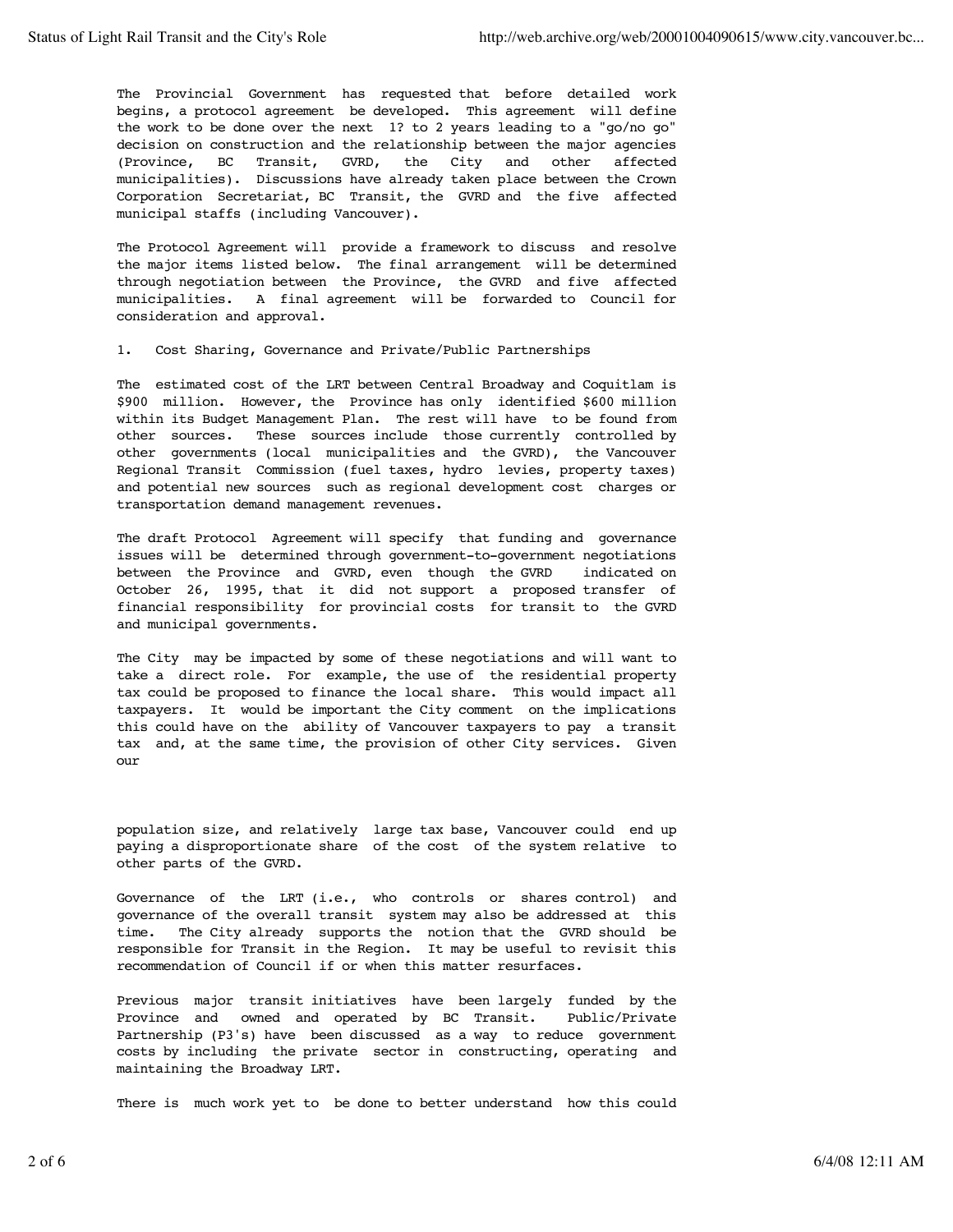The Provincial Government has requested that before detailed work begins, a protocol agreement be developed. This agreement will define the work to be done over the next 1? to 2 years leading to a "go/no go" decision on construction and the relationship between the major agencies (Province, BC Transit, GVRD, the City and other affected municipalities). Discussions have already taken place between the Crown Corporation Secretariat, BC Transit, the GVRD and the five affected municipal staffs (including Vancouver).

The Protocol Agreement will provide a framework to discuss and resolve the major items listed below. The final arrangement will be determined through negotiation between the Province, the GVRD and five affected municipalities. A final agreement will be forwarded to Council for consideration and approval.

1. Cost Sharing, Governance and Private/Public Partnerships

The estimated cost of the LRT between Central Broadway and Coquitlam is $900 million. However, the Province has only identified $600 million within its Budget Management Plan. The rest will have to be found from other sources. These sources include those currently controlled by other governments (local municipalities and the GVRD), the Vancouver Regional Transit Commission (fuel taxes, hydro levies, property taxes) and potential new sources such as regional development cost charges or transportation demand management revenues.

The draft Protocol Agreement will specify that funding and governance issues will be determined through government-to-government negotiations between the Province and GVRD, even though the GVRD indicated on October 26, 1995, that it did not support a proposed transfer of financial responsibility for provincial costs for transit to the GVRD and municipal governments.

The City may be impacted by some of these negotiations and will want to take a direct role. For example, the use of the residential property tax could be proposed to finance the local share. This would impact all taxpayers. It would be important the City comment on the implications this could have on the ability of Vancouver taxpayers to pay a transit tax and, at the same time, the provision of other City services. Given our population size, and relatively large tax base, Vancouver could end up paying a disproportionate share of the cost of the system relative to other parts of the GVRD.

Governance of the LRT (i.e., who controls or shares control) and governance of the overall transit system may also be addressed at this time. The City already supports the notion that the GVRD should be responsible for Transit in the Region. It may be useful to revisit this recommendation of Council if or when this matter resurfaces.

Previous major transit initiatives have been largely funded by the Province and owned and operated by BC Transit. Public/Private Partnership (P3's) have been discussed as a way to reduce government costs by including the private sector in constructing, operating and maintaining the Broadway LRT.

There is much work yet to be done to better understand how this could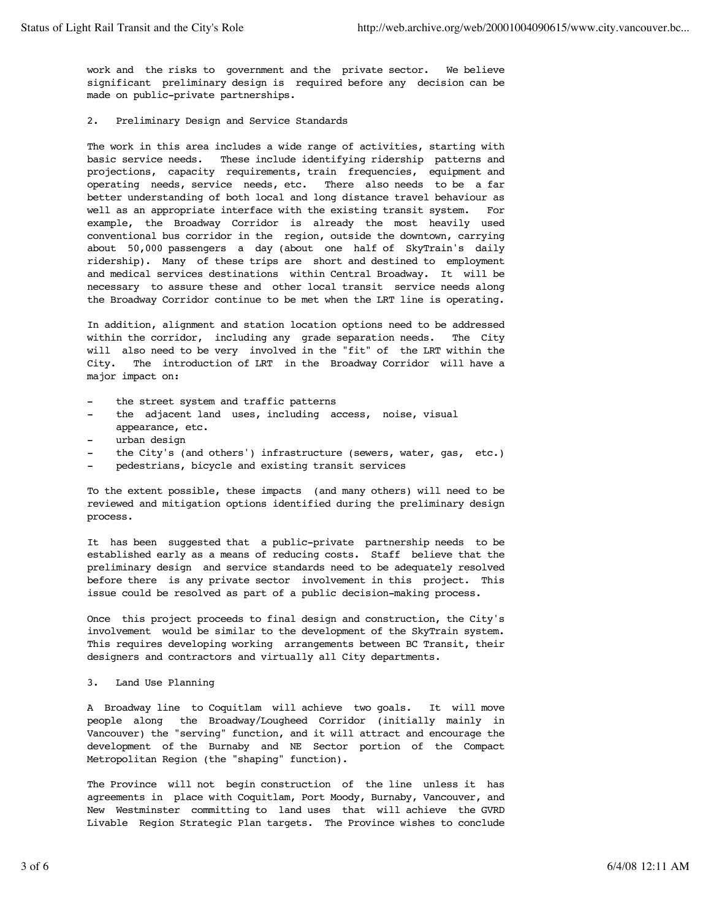work and the risks to government and the private sector. We believe significant preliminary design is required before any decision can be made on public-private partnerships.

2. Preliminary Design and Service Standards

The work in this area includes a wide range of activities, starting with basic service needs. These include identifying ridership patterns and projections, capacity requirements, train frequencies, equipment and operating needs, service needs, etc. There also needs to be a far better understanding of both local and long distance travel behaviour as well as an appropriate interface with the existing transit system. For example, the Broadway Corridor is already the most heavily used conventional bus corridor in the region, outside the downtown, carrying about 50,000 passengers a day (about one half of SkyTrain's daily ridership). Many of these trips are short and destined to employment and medical services destinations within Central Broadway. It will be necessary to assure these and other local transit service needs along the Broadway Corridor continue to be met when the LRT line is operating.

In addition, alignment and station location options need to be addressed within the corridor, including any grade separation needs. The City will also need to be very involved in the "fit" of the LRT within the City. The introduction of LRT in the Broadway Corridor will have a major impact on:

- the street system and traffic patterns
- the adjacent land uses, including access, noise, visual appearance, etc.
- urban design
- the City's (and others') infrastructure (sewers, water, gas, etc.)
- pedestrians, bicycle and existing transit services

To the extent possible, these impacts (and many others) will need to be reviewed and mitigation options identified during the preliminary design process.

It has been suggested that a public-private partnership needs to be established early as a means of reducing costs. Staff believe that the preliminary design and service standards need to be adequately resolved before there is any private sector involvement in this project. This issue could be resolved as part of a public decision-making process.

Once this project proceeds to final design and construction, the City's involvement would be similar to the development of the SkyTrain system. This requires developing working arrangements between BC Transit, their designers and contractors and virtually all City departments.

3. Land Use Planning

A Broadway line to Coquitlam will achieve two goals. It will move people along the Broadway/Lougheed Corridor (initially mainly in Vancouver) the "serving" function, and it will attract and encourage the development of the Burnaby and NE Sector portion of the Compact Metropolitan Region (the "shaping" function).

The Province will not begin construction of the line unless it has agreements in place with Coquitlam, Port Moody, Burnaby, Vancouver, and New Westminster committing to land uses that will achieve the GVRD Livable Region Strategic Plan targets. The Province wishes to conclude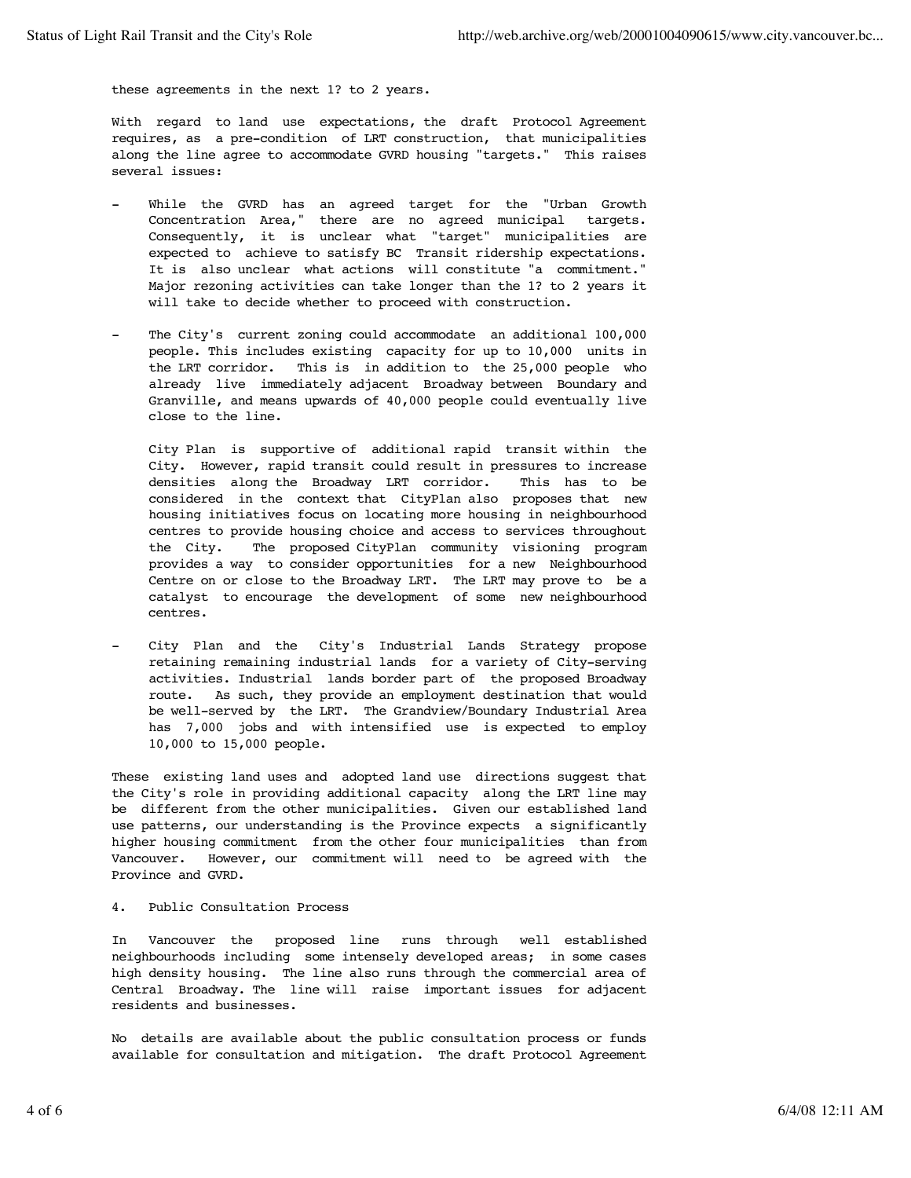these agreements in the next 1? to 2 years.

With regard to land use expectations, the draft Protocol Agreement requires, as a pre-condition of LRT construction, that municipalities along the line agree to accommodate GVRD housing "targets." This raises several issues:

- While the GVRD has an agreed target for the "Urban Growth Concentration Area," there are no agreed municipal targets. Consequently, it is unclear what "target" municipalities are expected to achieve to satisfy BC Transit ridership expectations. It is also unclear what actions will constitute "a commitment." Major rezoning activities can take longer than the 1? to 2 years it will take to decide whether to proceed with construction.

- The City's current zoning could accommodate an additional 100,000 people. This includes existing capacity for up to 10,000 units in the LRT corridor. This is in addition to the 25,000 people who already live immediately adjacent Broadway between Boundary and Granville, and means upwards of 40,000 people could eventually live close to the line.

  City Plan is supportive of additional rapid transit within the City. However, rapid transit could result in pressures to increase densities along the Broadway LRT corridor. This has to be considered in the context that CityPlan also proposes that new housing initiatives focus on locating more housing in neighbourhood centres to provide housing choice and access to services throughout the City. The proposed CityPlan community visioning program provides a way to consider opportunities for a new Neighbourhood Centre on or close to the Broadway LRT. The LRT may prove to be a catalyst to encourage the development of some new neighbourhood centres.

- City Plan and the City's Industrial Lands Strategy propose retaining remaining industrial lands for a variety of City-serving activities. Industrial lands border part of the proposed Broadway route. As such, they provide an employment destination that would be well-served by the LRT. The Grandview/Boundary Industrial Area has 7,000 jobs and with intensified use is expected to employ 10,000 to 15,000 people.

These existing land uses and adopted land use directions suggest that the City's role in providing additional capacity along the LRT line may be different from the other municipalities. Given our established land use patterns, our understanding is the Province expects a significantly higher housing commitment from the other four municipalities than from Vancouver. However, our commitment will need to be agreed with the Province and GVRD.

4. Public Consultation Process

In Vancouver the proposed line runs through well established neighbourhoods including some intensely developed areas; in some cases high density housing. The line also runs through the commercial area of Central Broadway. The line will raise important issues for adjacent residents and businesses.

No details are available about the public consultation process or funds available for consultation and mitigation. The draft Protocol Agreement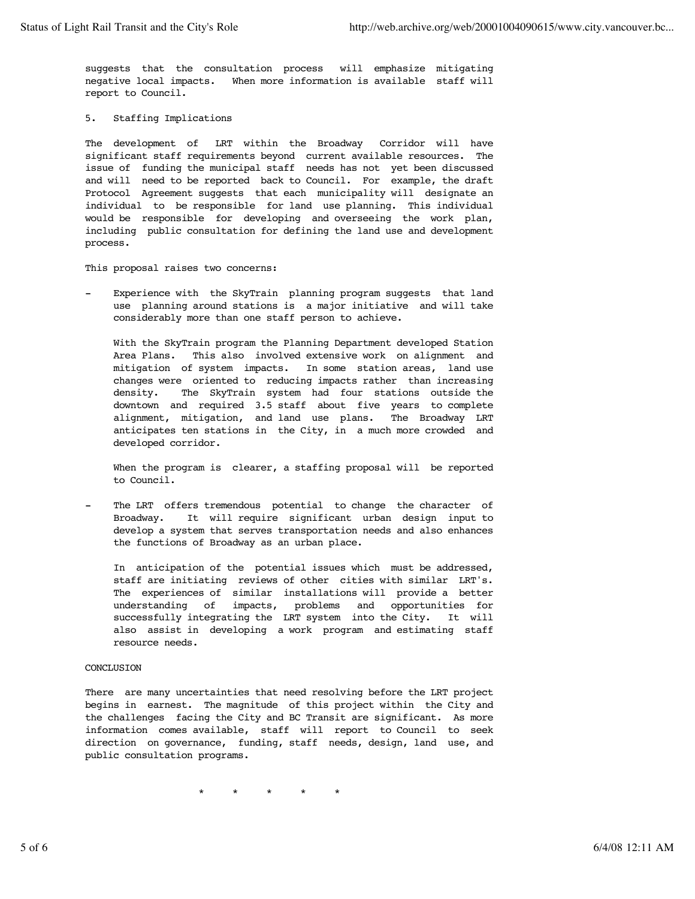suggests that the consultation process will emphasize mitigating negative local impacts. When more information is available staff will report to Council.

## 5. Staffing Implications

The development of LRT within the Broadway Corridor will have significant staff requirements beyond current available resources. The issue of funding the municipal staff needs has not yet been discussed and will need to be reported back to Council. For example, the draft Protocol Agreement suggests that each municipality will designate an individual to be responsible for land use planning. This individual would be responsible for developing and overseeing the work plan, including public consultation for defining the land use and development process.

This proposal raises two concerns:

- Experience with the SkyTrain planning program suggests that land use planning around stations is a major initiative and will take considerably more than one staff person to achieve.

  With the SkyTrain program the Planning Department developed Station Area Plans. This also involved extensive work on alignment and mitigation of system impacts. In some station areas, land use changes were oriented to reducing impacts rather than increasing density. The SkyTrain system had four stations outside the downtown and required 3.5 staff about five years to complete alignment, mitigation, and land use plans. The Broadway LRT anticipates ten stations in the City, in a much more crowded and developed corridor.

  When the program is clearer, a staffing proposal will be reported to Council.

- The LRT offers tremendous potential to change the character of Broadway. It will require significant urban design input to develop a system that serves transportation needs and also enhances the functions of Broadway as an urban place.

  In anticipation of the potential issues which must be addressed, staff are initiating reviews of other cities with similar LRT's. The experiences of similar installations will provide a better understanding of impacts, problems and opportunities for successfully integrating the LRT system into the City. It will also assist in developing a work program and estimating staff resource needs.

## CONCLUSION

There are many uncertainties that need resolving before the LRT project begins in earnest. The magnitude of this project within the City and the challenges facing the City and BC Transit are significant. As more information comes available, staff will report to Council to seek direction on governance, funding, staff needs, design, land use, and public consultation programs.

\* \* \* \* \*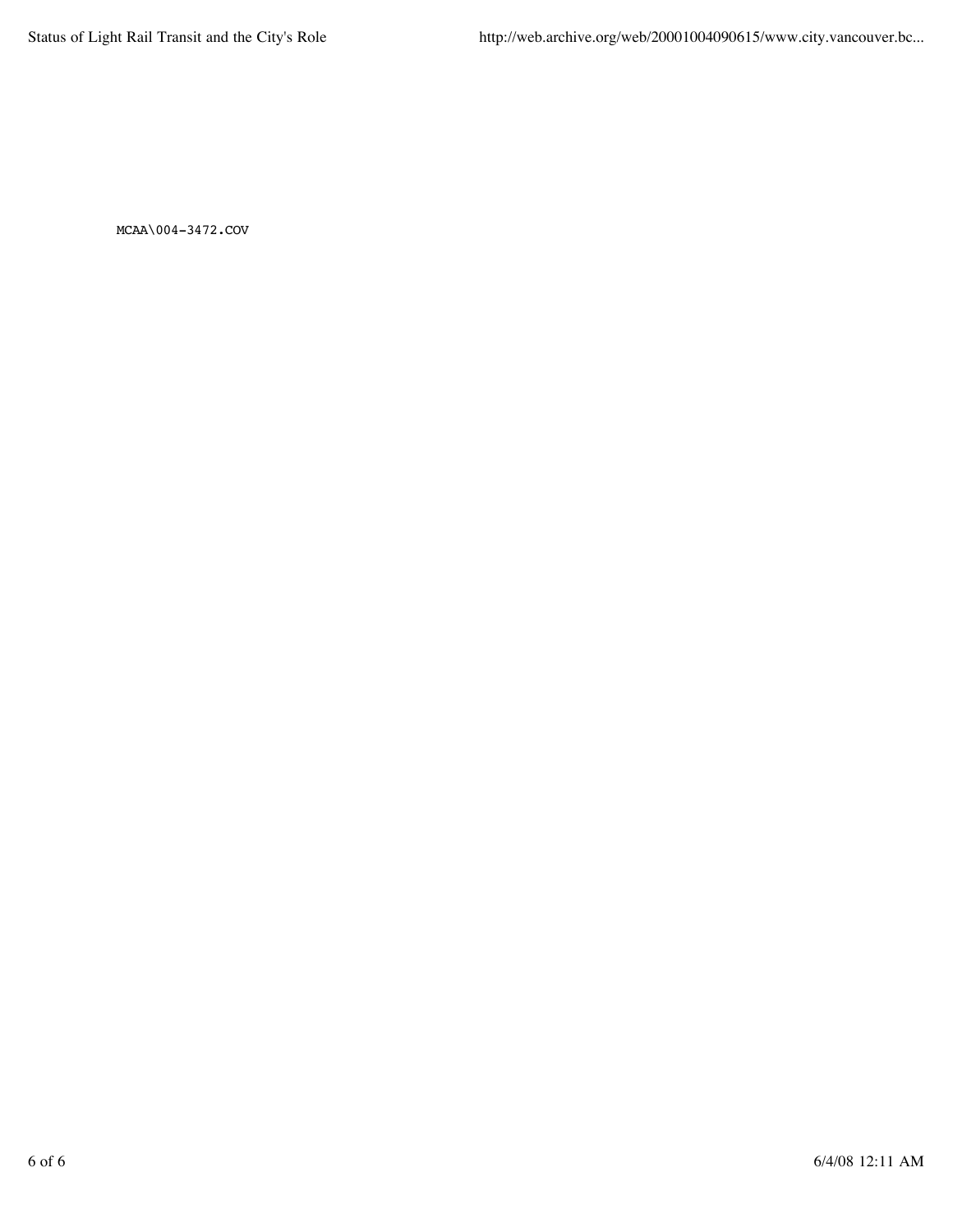```
MCAA\004-3472.COV
```